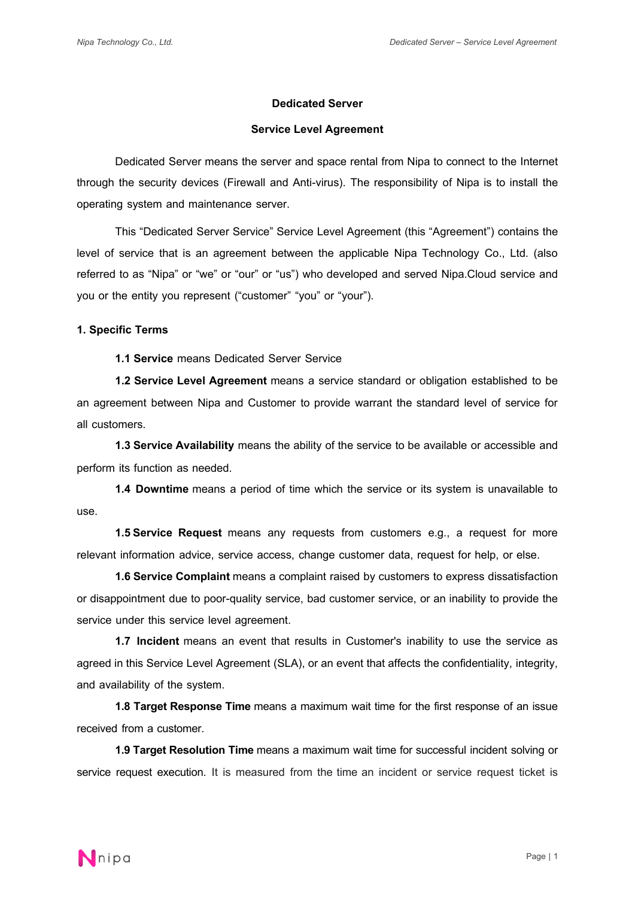**Dedicated Server**

**Service Level Agreement**

Dedicated Server means the server and space rental from Nipa to connect to the Internet through the security devices (Firewall and Anti-virus). The responsibility of Nipa is to install the operating system and maintenance server.

This "Dedicated Server Service" Service Level Agreement (this "Agreement") contains the level of service that is an agreement between the applicable Nipa Technology Co., Ltd. (also referred to as "Nipa" or "we" or "our" or "us") who developed and served Nipa.Cloud service and you or the entity you represent ("customer" "you" or "your").

**1. Specific Terms**

**1.1 Service** means Dedicated Server Service

**1.2 Service Level Agreement** means a service standard or obligation established to be an agreement between Nipa and Customer to provide warrant the standard level of service for all customers.

**1.3 Service Availability** means the ability of the service to be available or accessible and perform its function as needed.

**1.4 Downtime** means a period of time which the service or its system is unavailable to use.

**1.5 Service Request** means any requests from customers e.g., a request for more relevant information advice, service access, change customer data, request for help, or else.

**1.6 Service Complaint** means a complaint raised by customers to express dissatisfaction or disappointment due to poor-quality service, bad customer service, or an inability to provide the service under this service level agreement.

**1.7 Incident** means an event that results in Customer's inability to use the service as agreed in this Service Level Agreement (SLA), or an event that affects the confidentiality, integrity, and availability of the system.

**1.8 Target Response Time** means a maximum wait time for the first response of an issue received from a customer.

**1.9 Target Resolution Time** means a maximum wait time for successful incident solving or service request execution. It is measured from the time an incident or service request ticket is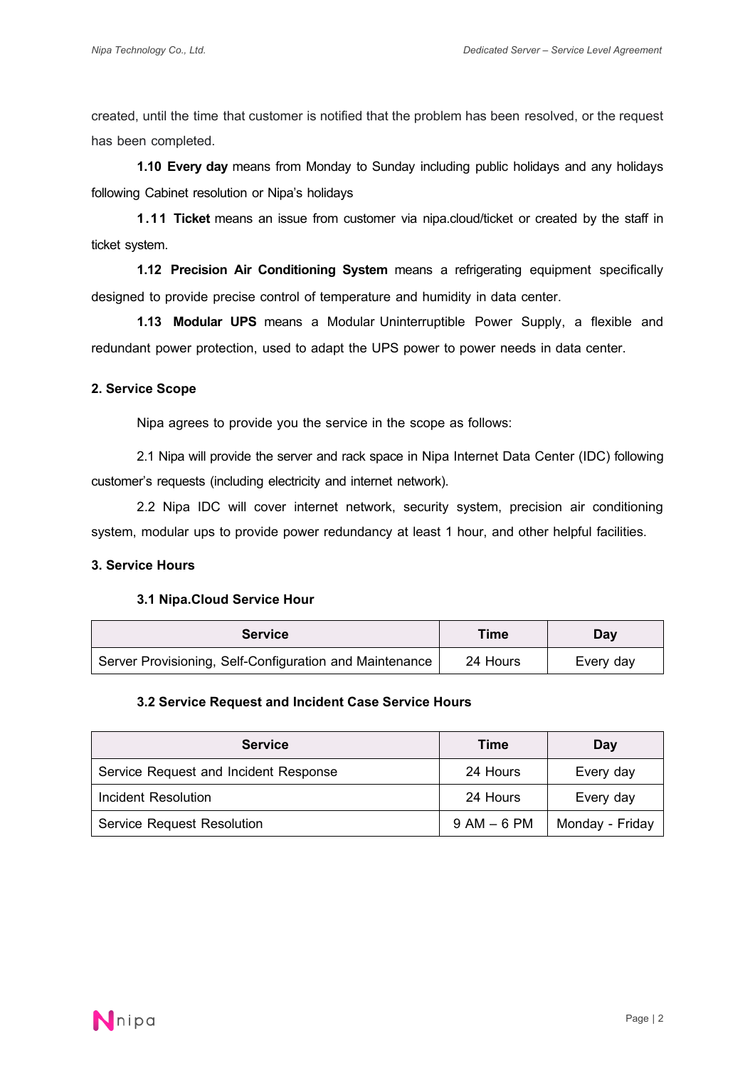created, until the time that customer is notified that the problem has been resolved, or the request has been completed.

**1.10 Every day** means from Monday to Sunday including public holidays and any holidays following Cabinet resolution or Nipa's holidays

**1.11 Ticket** means an issue from customer via nipa.cloud/ticket or created by the staff in ticket system.

**1.12 Precision Air Conditioning System** means a refrigerating equipment specifically designed to provide precise control of temperature and humidity in data center.

**1.13 Modular UPS** means a Modular Uninterruptible Power Supply, a flexible and redundant power protection, used to adapt the UPS power to power needs in data center.

## 2. Service Scope

Nipa agrees to provide you the service in the scope as follows:

2.1 Nipa will provide the server and rack space in Nipa Internet Data Center (IDC) following customer's requests (including electricity and internet network).

2.2 Nipa IDC will cover internet network, security system, precision air conditioning system, modular ups to provide power redundancy at least 1 hour, and other helpful facilities.

## 3. Service Hours

### 3.1 Nipa.Cloud Service Hour

| Service | Time | Day |
|---|---|---|
| Server Provisioning, Self-Configuration and Maintenance | 24 Hours | Every day |

### 3.2 Service Request and Incident Case Service Hours

| Service | Time | Day |
|---|---|---|
| Service Request and Incident Response | 24 Hours | Every day |
| Incident Resolution | 24 Hours | Every day |
| Service Request Resolution | 9 AM – 6 PM | Monday - Friday |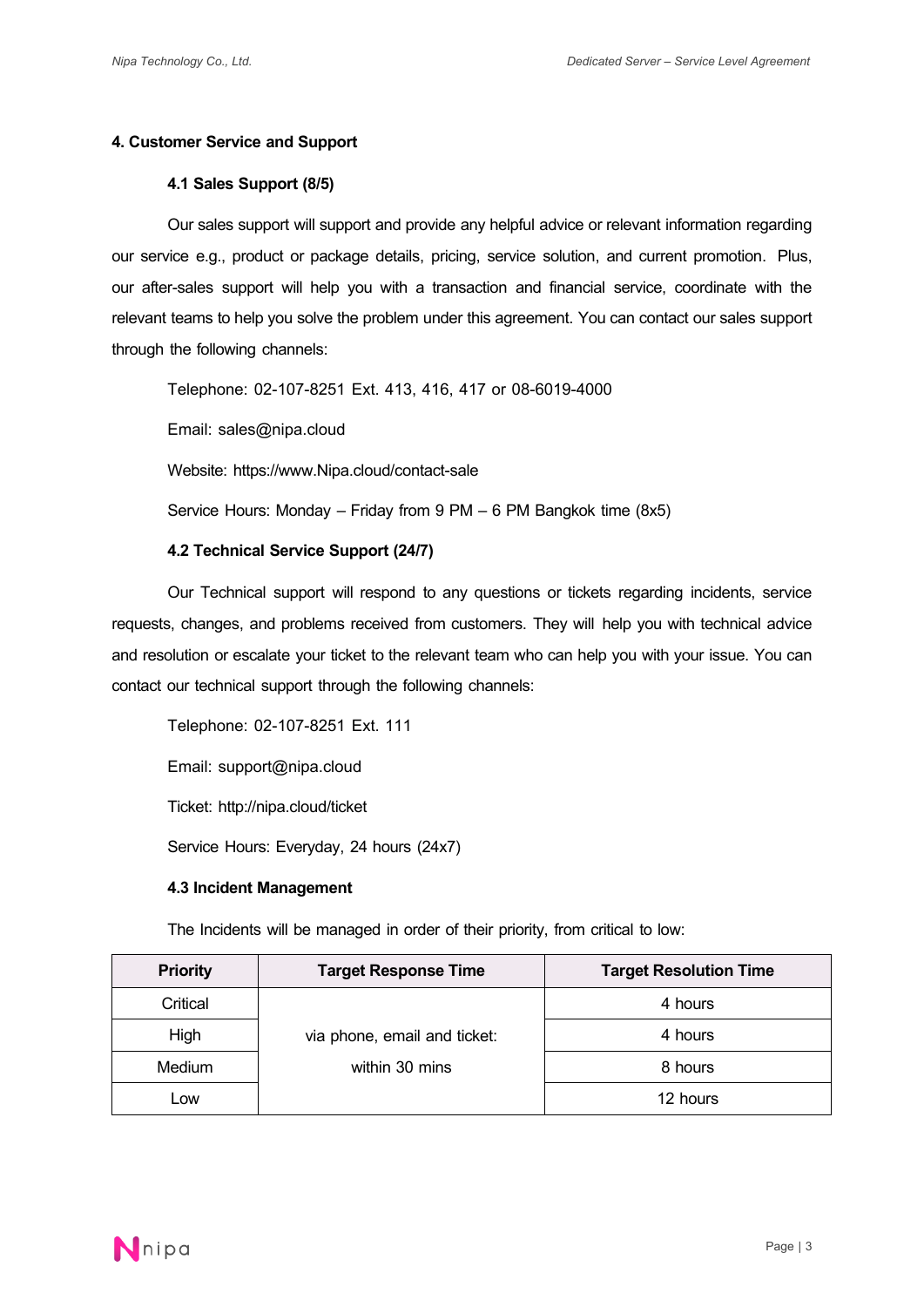## 4. Customer Service and Support

### 4.1 Sales Support (8/5)

Our sales support will support and provide any helpful advice or relevant information regarding our service e.g., product or package details, pricing, service solution, and current promotion. Plus, our after-sales support will help you with a transaction and financial service, coordinate with the relevant teams to help you solve the problem under this agreement. You can contact our sales support through the following channels:

Telephone: 02-107-8251 Ext. 413, 416, 417 or 08-6019-4000

Email: sales@nipa.cloud

Website: https://www.Nipa.cloud/contact-sale

Service Hours: Monday – Friday from 9 PM – 6 PM Bangkok time (8x5)

### 4.2 Technical Service Support (24/7)

Our Technical support will respond to any questions or tickets regarding incidents, service requests, changes, and problems received from customers. They will help you with technical advice and resolution or escalate your ticket to the relevant team who can help you with your issue. You can contact our technical support through the following channels:

Telephone: 02-107-8251 Ext. 111

Email: support@nipa.cloud

Ticket: http://nipa.cloud/ticket

Service Hours: Everyday, 24 hours (24x7)

### 4.3 Incident Management

The Incidents will be managed in order of their priority, from critical to low:

| Priority | Target Response Time | Target Resolution Time |
|---|---|---|
| Critical | via phone, email and ticket: within 30 mins | 4 hours |
| High | | 4 hours |
| Medium | | 8 hours |
| Low | | 12 hours |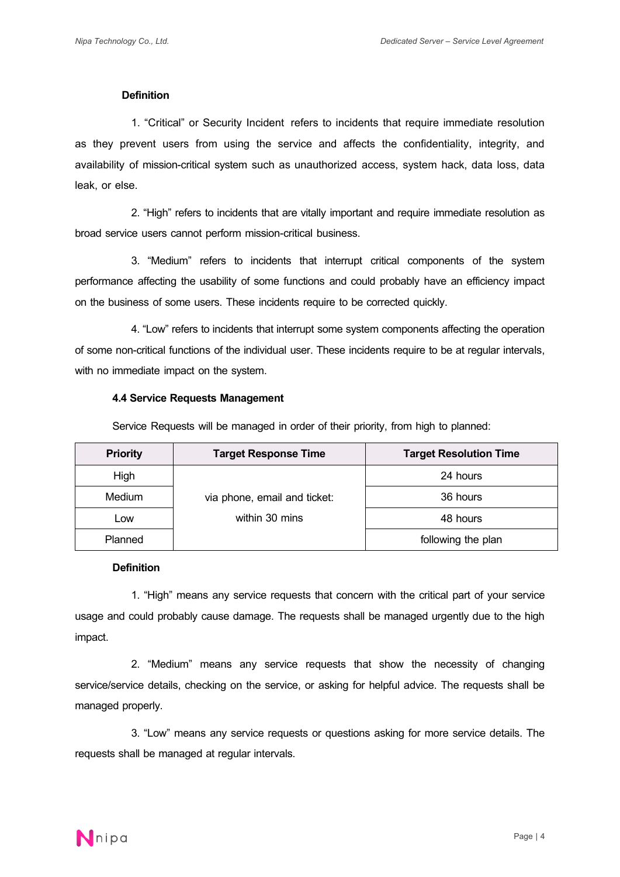**Definition**

1. "Critical" or Security Incident refers to incidents that require immediate resolution as they prevent users from using the service and affects the confidentiality, integrity, and availability of mission-critical system such as unauthorized access, system hack, data loss, data leak, or else.

2. "High" refers to incidents that are vitally important and require immediate resolution as broad service users cannot perform mission-critical business.

3. "Medium" refers to incidents that interrupt critical components of the system performance affecting the usability of some functions and could probably have an efficiency impact on the business of some users. These incidents require to be corrected quickly.

4. "Low" refers to incidents that interrupt some system components affecting the operation of some non-critical functions of the individual user. These incidents require to be at regular intervals, with no immediate impact on the system.

### 4.4 Service Requests Management

Service Requests will be managed in order of their priority, from high to planned:

| Priority | Target Response Time | Target Resolution Time |
|---|---|---|
| High | via phone, email and ticket: within 30 mins | 24 hours |
| Medium | | 36 hours |
| Low | | 48 hours |
| Planned | | following the plan |

**Definition**

1. "High" means any service requests that concern with the critical part of your service usage and could probably cause damage. The requests shall be managed urgently due to the high impact.

2. "Medium" means any service requests that show the necessity of changing service/service details, checking on the service, or asking for helpful advice. The requests shall be managed properly.

3. "Low" means any service requests or questions asking for more service details. The requests shall be managed at regular intervals.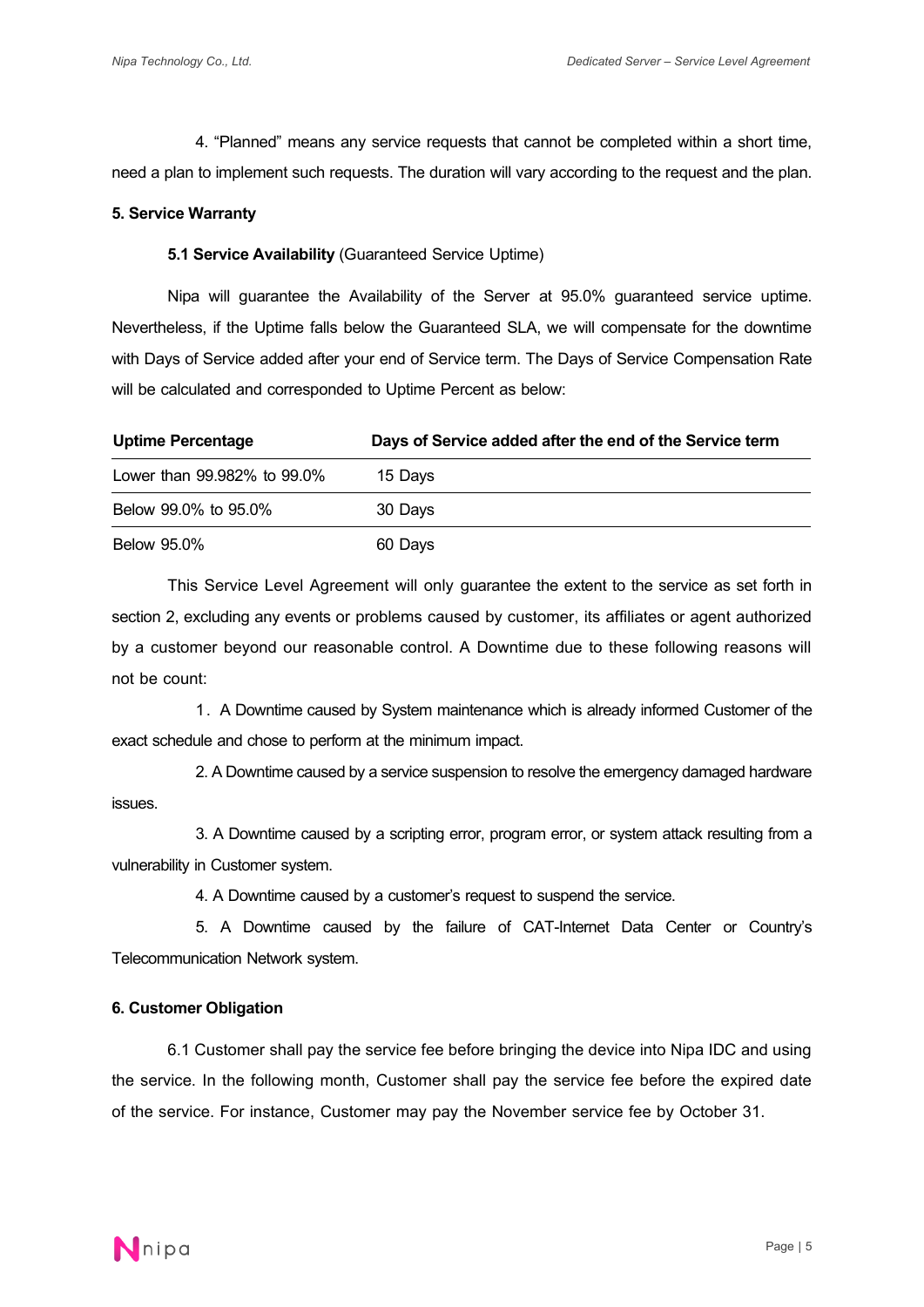4. "Planned" means any service requests that cannot be completed within a short time, need a plan to implement such requests. The duration will vary according to the request and the plan.

**5. Service Warranty**

**5.1 Service Availability** (Guaranteed Service Uptime)

Nipa will guarantee the Availability of the Server at 95.0% guaranteed service uptime. Nevertheless, if the Uptime falls below the Guaranteed SLA, we will compensate for the downtime with Days of Service added after your end of Service term. The Days of Service Compensation Rate will be calculated and corresponded to Uptime Percent as below:

| Uptime Percentage | Days of Service added after the end of the Service term |
| --- | --- |
| Lower than 99.982% to 99.0% | 15 Days |
| Below 99.0% to 95.0% | 30 Days |
| Below 95.0% | 60 Days |

This Service Level Agreement will only guarantee the extent to the service as set forth in section 2, excluding any events or problems caused by customer, its affiliates or agent authorized by a customer beyond our reasonable control. A Downtime due to these following reasons will not be count:

1. A Downtime caused by System maintenance which is already informed Customer of the exact schedule and chose to perform at the minimum impact.

2. A Downtime caused by a service suspension to resolve the emergency damaged hardware issues.

3. A Downtime caused by a scripting error, program error, or system attack resulting from a vulnerability in Customer system.

4. A Downtime caused by a customer's request to suspend the service.

5. A Downtime caused by the failure of CAT-Internet Data Center or Country's Telecommunication Network system.

**6. Customer Obligation**

6.1 Customer shall pay the service fee before bringing the device into Nipa IDC and using the service. In the following month, Customer shall pay the service fee before the expired date of the service. For instance, Customer may pay the November service fee by October 31.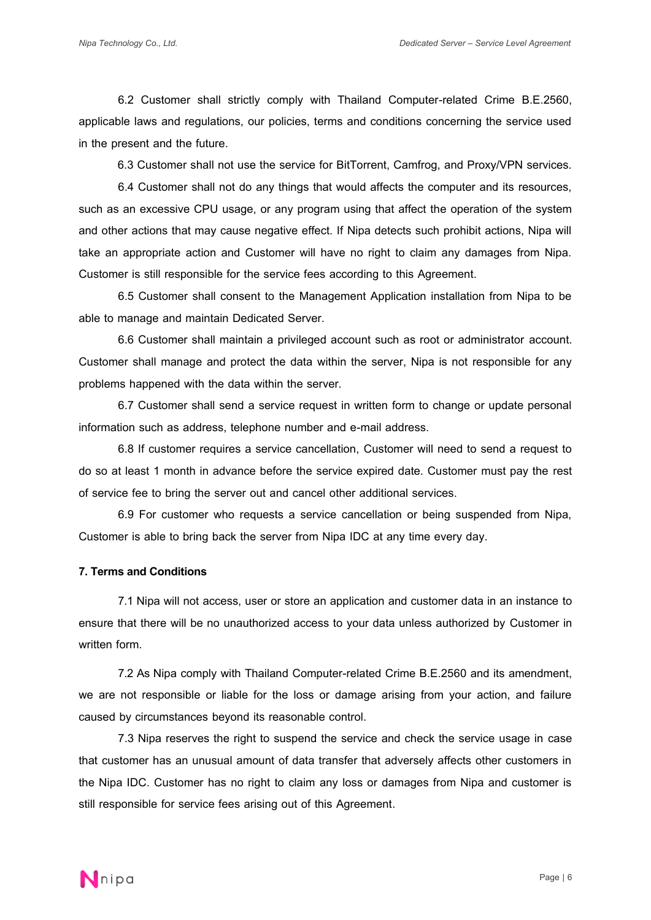6.2 Customer shall strictly comply with Thailand Computer-related Crime B.E.2560, applicable laws and regulations, our policies, terms and conditions concerning the service used in the present and the future.

6.3 Customer shall not use the service for BitTorrent, Camfrog, and Proxy/VPN services.

6.4 Customer shall not do any things that would affects the computer and its resources, such as an excessive CPU usage, or any program using that affect the operation of the system and other actions that may cause negative effect. If Nipa detects such prohibit actions, Nipa will take an appropriate action and Customer will have no right to claim any damages from Nipa. Customer is still responsible for the service fees according to this Agreement.

6.5 Customer shall consent to the Management Application installation from Nipa to be able to manage and maintain Dedicated Server.

6.6 Customer shall maintain a privileged account such as root or administrator account. Customer shall manage and protect the data within the server, Nipa is not responsible for any problems happened with the data within the server.

6.7 Customer shall send a service request in written form to change or update personal information such as address, telephone number and e-mail address.

6.8 If customer requires a service cancellation, Customer will need to send a request to do so at least 1 month in advance before the service expired date. Customer must pay the rest of service fee to bring the server out and cancel other additional services.

6.9 For customer who requests a service cancellation or being suspended from Nipa, Customer is able to bring back the server from Nipa IDC at any time every day.

**7. Terms and Conditions**

7.1 Nipa will not access, user or store an application and customer data in an instance to ensure that there will be no unauthorized access to your data unless authorized by Customer in written form.

7.2 As Nipa comply with Thailand Computer-related Crime B.E.2560 and its amendment, we are not responsible or liable for the loss or damage arising from your action, and failure caused by circumstances beyond its reasonable control.

7.3 Nipa reserves the right to suspend the service and check the service usage in case that customer has an unusual amount of data transfer that adversely affects other customers in the Nipa IDC. Customer has no right to claim any loss or damages from Nipa and customer is still responsible for service fees arising out of this Agreement.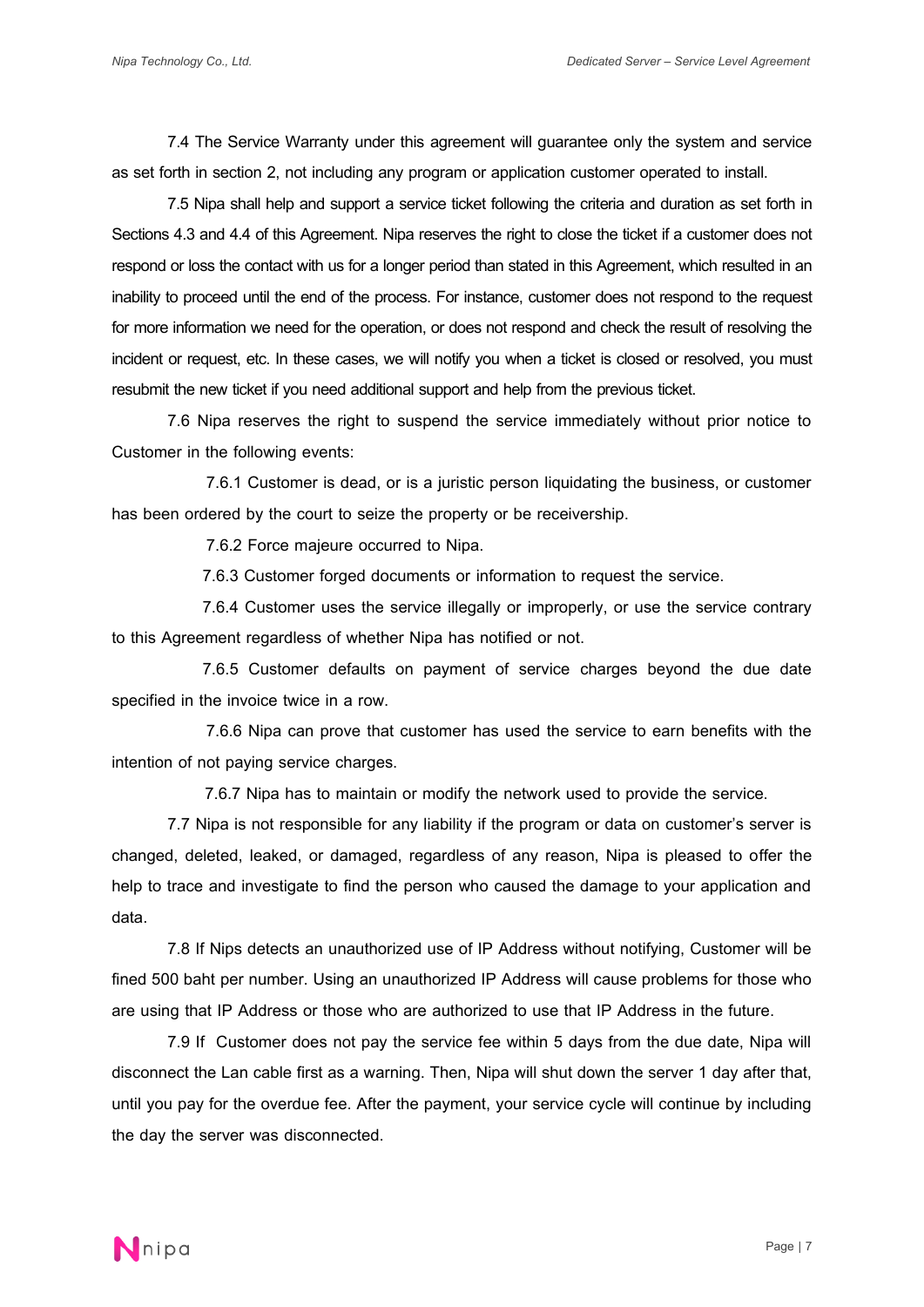7.4 The Service Warranty under this agreement will guarantee only the system and service as set forth in section 2, not including any program or application customer operated to install.

7.5 Nipa shall help and support a service ticket following the criteria and duration as set forth in Sections 4.3 and 4.4 of this Agreement. Nipa reserves the right to close the ticket if a customer does not respond or loss the contact with us for a longer period than stated in this Agreement, which resulted in an inability to proceed until the end of the process. For instance, customer does not respond to the request for more information we need for the operation, or does not respond and check the result of resolving the incident or request, etc. In these cases, we will notify you when a ticket is closed or resolved, you must resubmit the new ticket if you need additional support and help from the previous ticket.

7.6 Nipa reserves the right to suspend the service immediately without prior notice to Customer in the following events:

7.6.1 Customer is dead, or is a juristic person liquidating the business, or customer has been ordered by the court to seize the property or be receivership.

7.6.2 Force majeure occurred to Nipa.

7.6.3 Customer forged documents or information to request the service.

7.6.4 Customer uses the service illegally or improperly, or use the service contrary to this Agreement regardless of whether Nipa has notified or not.

7.6.5 Customer defaults on payment of service charges beyond the due date specified in the invoice twice in a row.

7.6.6 Nipa can prove that customer has used the service to earn benefits with the intention of not paying service charges.

7.6.7 Nipa has to maintain or modify the network used to provide the service.

7.7 Nipa is not responsible for any liability if the program or data on customer's server is changed, deleted, leaked, or damaged, regardless of any reason, Nipa is pleased to offer the help to trace and investigate to find the person who caused the damage to your application and data.

7.8 If Nips detects an unauthorized use of IP Address without notifying, Customer will be fined 500 baht per number. Using an unauthorized IP Address will cause problems for those who are using that IP Address or those who are authorized to use that IP Address in the future.

7.9 If Customer does not pay the service fee within 5 days from the due date, Nipa will disconnect the Lan cable first as a warning. Then, Nipa will shut down the server 1 day after that, until you pay for the overdue fee. After the payment, your service cycle will continue by including the day the server was disconnected.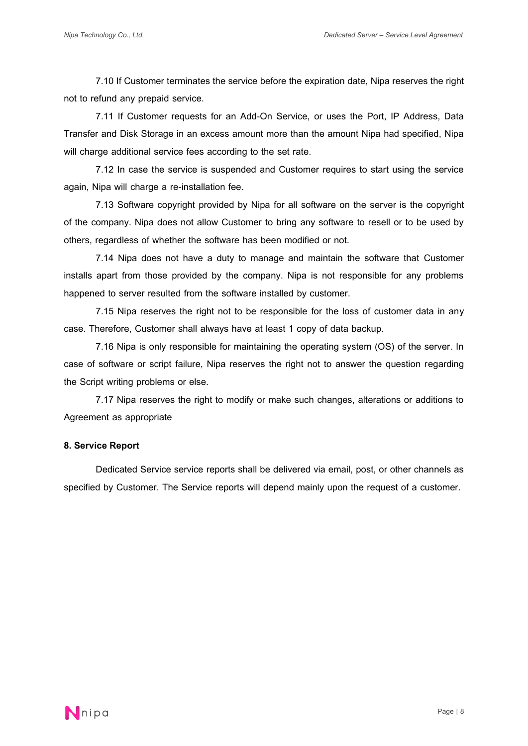7.10 If Customer terminates the service before the expiration date, Nipa reserves the right not to refund any prepaid service.

7.11 If Customer requests for an Add-On Service, or uses the Port, IP Address, Data Transfer and Disk Storage in an excess amount more than the amount Nipa had specified, Nipa will charge additional service fees according to the set rate.

7.12 In case the service is suspended and Customer requires to start using the service again, Nipa will charge a re-installation fee.

7.13 Software copyright provided by Nipa for all software on the server is the copyright of the company. Nipa does not allow Customer to bring any software to resell or to be used by others, regardless of whether the software has been modified or not.

7.14 Nipa does not have a duty to manage and maintain the software that Customer installs apart from those provided by the company. Nipa is not responsible for any problems happened to server resulted from the software installed by customer.

7.15 Nipa reserves the right not to be responsible for the loss of customer data in any case. Therefore, Customer shall always have at least 1 copy of data backup.

7.16 Nipa is only responsible for maintaining the operating system (OS) of the server. In case of software or script failure, Nipa reserves the right not to answer the question regarding the Script writing problems or else.

7.17 Nipa reserves the right to modify or make such changes, alterations or additions to Agreement as appropriate

**8. Service Report**

Dedicated Service service reports shall be delivered via email, post, or other channels as specified by Customer. The Service reports will depend mainly upon the request of a customer.